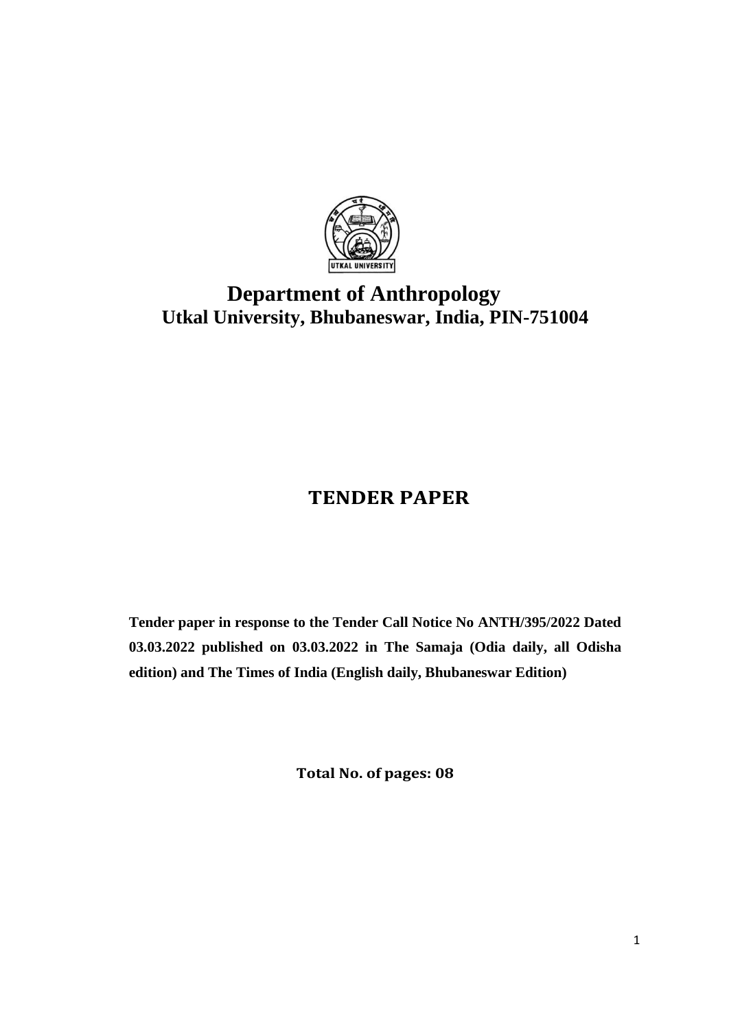# Department of Anthropology

## Utkal University, Bhubaneswar, India, PIN-751004

# TENDER PAPER

**Tender paper in response to the Tender Call Notice No ANTH/395/2022 Dated 03.03.2022 published on 03.03.2022 in The Samaja (Odia daily, all Odisha edition) and The Times of India (English daily, Bhubaneswar Edition)**

**Total No. of pages: 08**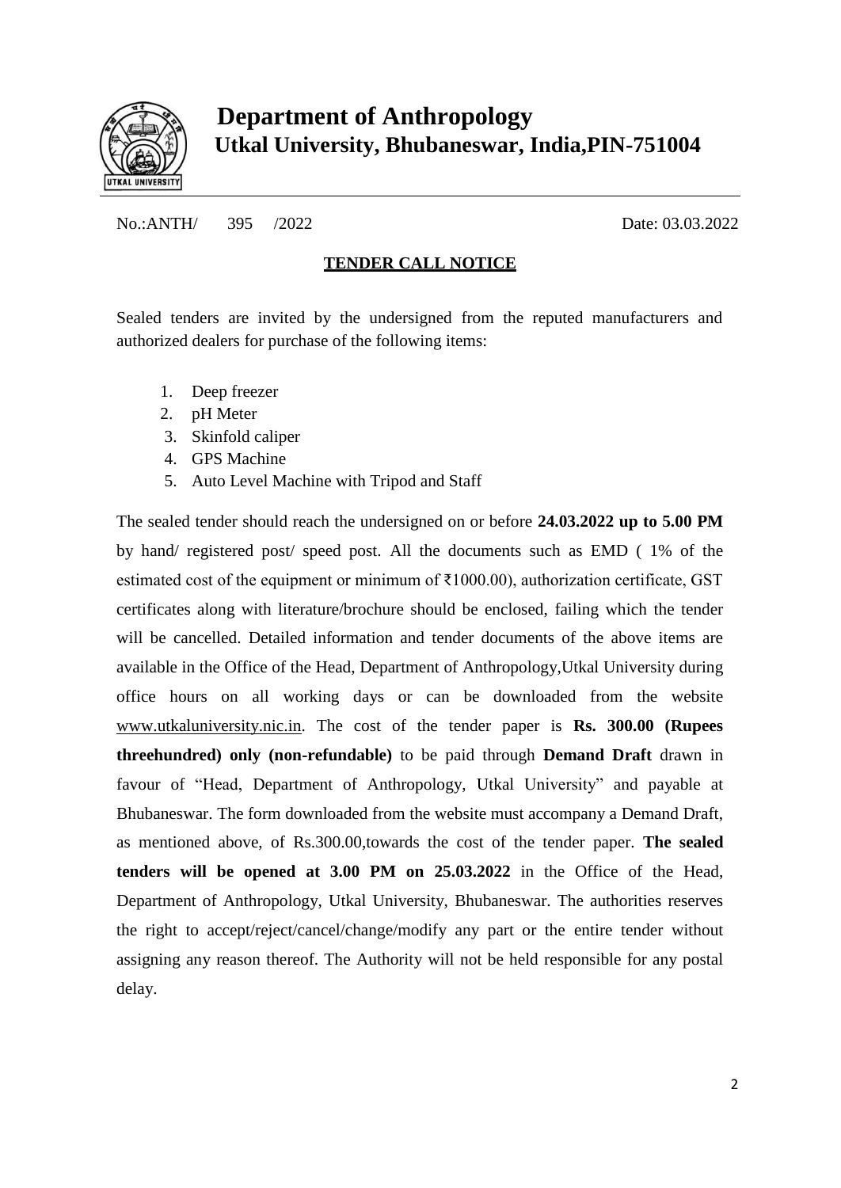# Department of Anthropology

## Utkal University, Bhubaneswar, India,PIN-751004

No.:ANTH/ 395 /2022 Date: 03.03.2022

**TENDER CALL NOTICE**

Sealed tenders are invited by the undersigned from the reputed manufacturers and authorized dealers for purchase of the following items:

1. Deep freezer
2. pH Meter
3. Skinfold caliper
4. GPS Machine
5. Auto Level Machine with Tripod and Staff

The sealed tender should reach the undersigned on or before **24.03.2022 up to 5.00 PM** by hand/ registered post/ speed post. All the documents such as EMD ( 1% of the estimated cost of the equipment or minimum of ₹1000.00), authorization certificate, GST certificates along with literature/brochure should be enclosed, failing which the tender will be cancelled. Detailed information and tender documents of the above items are available in the Office of the Head, Department of Anthropology,Utkal University during office hours on all working days or can be downloaded from the website www.utkaluniversity.nic.in. The cost of the tender paper is **Rs. 300.00 (Rupees threehundred) only (non-refundable)** to be paid through **Demand Draft** drawn in favour of "Head, Department of Anthropology, Utkal University" and payable at Bhubaneswar. The form downloaded from the website must accompany a Demand Draft, as mentioned above, of Rs.300.00,towards the cost of the tender paper. **The sealed tenders will be opened at 3.00 PM on 25.03.2022** in the Office of the Head, Department of Anthropology, Utkal University, Bhubaneswar. The authorities reserves the right to accept/reject/cancel/change/modify any part or the entire tender without assigning any reason thereof. The Authority will not be held responsible for any postal delay.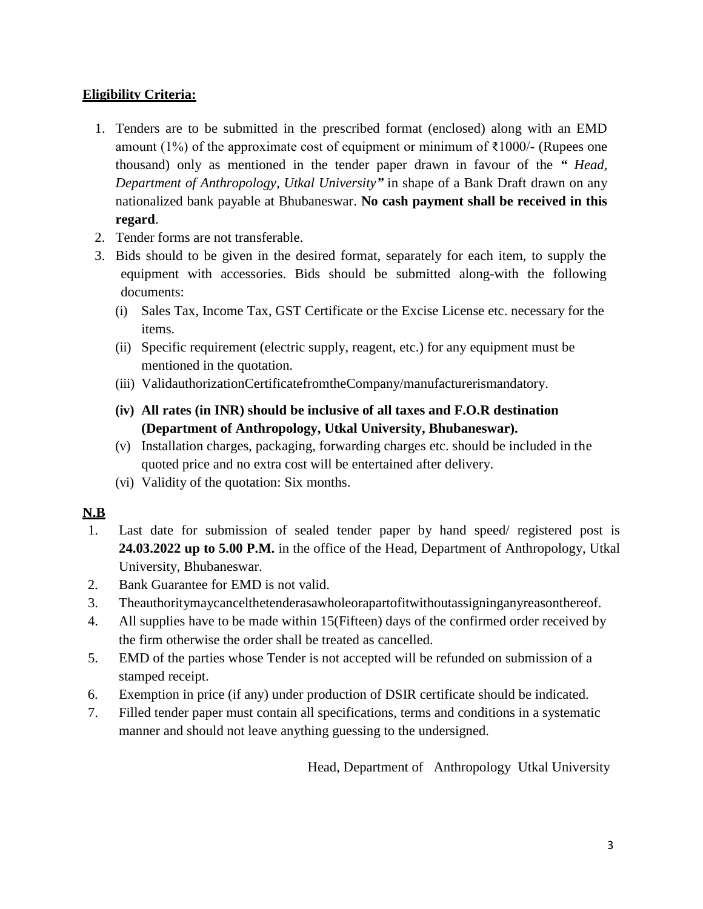**Eligibility Criteria:**

1. Tenders are to be submitted in the prescribed format (enclosed) along with an EMD amount (1%) of the approximate cost of equipment or minimum of ₹1000/- (Rupees one thousand) only as mentioned in the tender paper drawn in favour of the ***" Head, Department of Anthropology, Utkal University"*** in shape of a Bank Draft drawn on any nationalized bank payable at Bhubaneswar. **No cash payment shall be received in this regard**.
2. Tender forms are not transferable.
3. Bids should to be given in the desired format, separately for each item, to supply the equipment with accessories. Bids should be submitted along-with the following documents:
   - (i) Sales Tax, Income Tax, GST Certificate or the Excise License etc. necessary for the items.
   - (ii) Specific requirement (electric supply, reagent, etc.) for any equipment must be mentioned in the quotation.
   - (iii) ValidauthorizationCertificatefromtheCompany/manufacturerismandatory.
   - **(iv) All rates (in INR) should be inclusive of all taxes and F.O.R destination (Department of Anthropology, Utkal University, Bhubaneswar).**
   - (v) Installation charges, packaging, forwarding charges etc. should be included in the quoted price and no extra cost will be entertained after delivery.
   - (vi) Validity of the quotation: Six months.

**N.B**

1. Last date for submission of sealed tender paper by hand speed/ registered post is **24.03.2022 up to 5.00 P.M.** in the office of the Head, Department of Anthropology, Utkal University, Bhubaneswar.
2. Bank Guarantee for EMD is not valid.
3. Theauthoritymaycancelthetenderasawholeorapartofitwithoutassigninganyreasonthereof.
4. All supplies have to be made within 15(Fifteen) days of the confirmed order received by the firm otherwise the order shall be treated as cancelled.
5. EMD of the parties whose Tender is not accepted will be refunded on submission of a stamped receipt.
6. Exemption in price (if any) under production of DSIR certificate should be indicated.
7. Filled tender paper must contain all specifications, terms and conditions in a systematic manner and should not leave anything guessing to the undersigned.

Head, Department of Anthropology Utkal University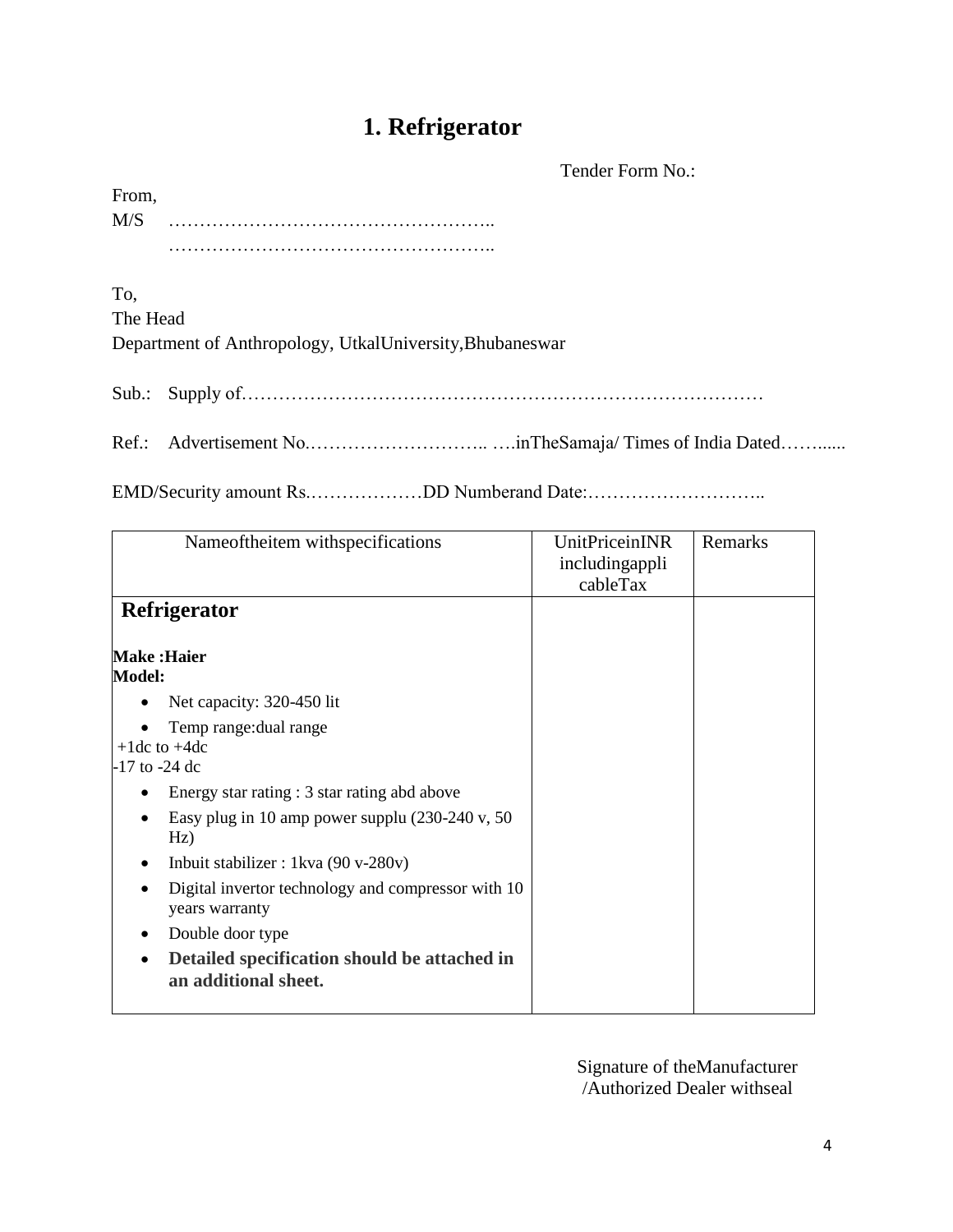# 1. Refrigerator

Tender Form No.:

From,

M/S ……………………………………………..

……………………………………………..

To,

The Head

Department of Anthropology, UtkalUniversity,Bhubaneswar

Sub.: Supply of…………………………………………………………………………

Ref.: Advertisement No.……………………….. ….inTheSamaja/ Times of India Dated……......

EMD/Security amount Rs.………………DD Numberand Date:………………………..

| Nameoftheitem withspecifications | UnitPriceinINR includingappli cableTax | Remarks |
|---|---|---|
| **Refrigerator**<br><br>**Make :Haier**<br>**Model:**<br>• Net capacity: 320-450 lit<br>• Temp range:dual range<br>+1dc to +4dc<br>-17 to -24 dc<br>• Energy star rating : 3 star rating abd above<br>• Easy plug in 10 amp power supplu (230-240 v, 50 Hz)<br>• Inbuit stabilizer : 1kva (90 v-280v)<br>• Digital invertor technology and compressor with 10 years warranty<br>• Double door type<br>• **Detailed specification should be attached in an additional sheet.** | | |

Signature of theManufacturer /Authorized Dealer withseal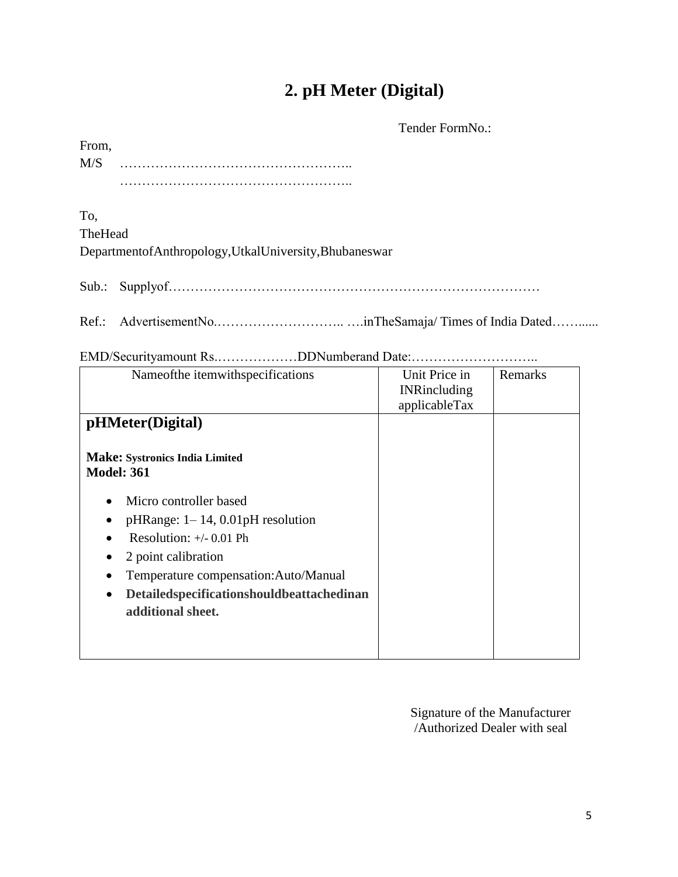# 2. pH Meter (Digital)

Tender FormNo.:

From,
M/S ……………………………………………..
……………………………………………..

To,
TheHead
DepartmentofAnthropology,UtkalUniversity,Bhubaneswar

Sub.: Supplyof…………………………………………………………………………

Ref.: AdvertisementNo.……………………….. ….inTheSamaja/ Times of India Dated……......

EMD/Securityamount Rs.………………DDNumberand Date:………………………..

| Nameofthe itemwithspecifications | Unit Price in INRincluding applicableTax | Remarks |
|---|---|---|
| **pHMeter(Digital)**<br><br>**Make: Systronics India Limited**<br>**Model: 361**<br><br>• Micro controller based<br>• pHRange: 1– 14, 0.01pH resolution<br>• Resolution: +/- 0.01 Ph<br>• 2 point calibration<br>• Temperature compensation:Auto/Manual<br>• **Detailedspecificationshouldbeattachedinan additional sheet.** | | |

Signature of the Manufacturer
/Authorized Dealer with seal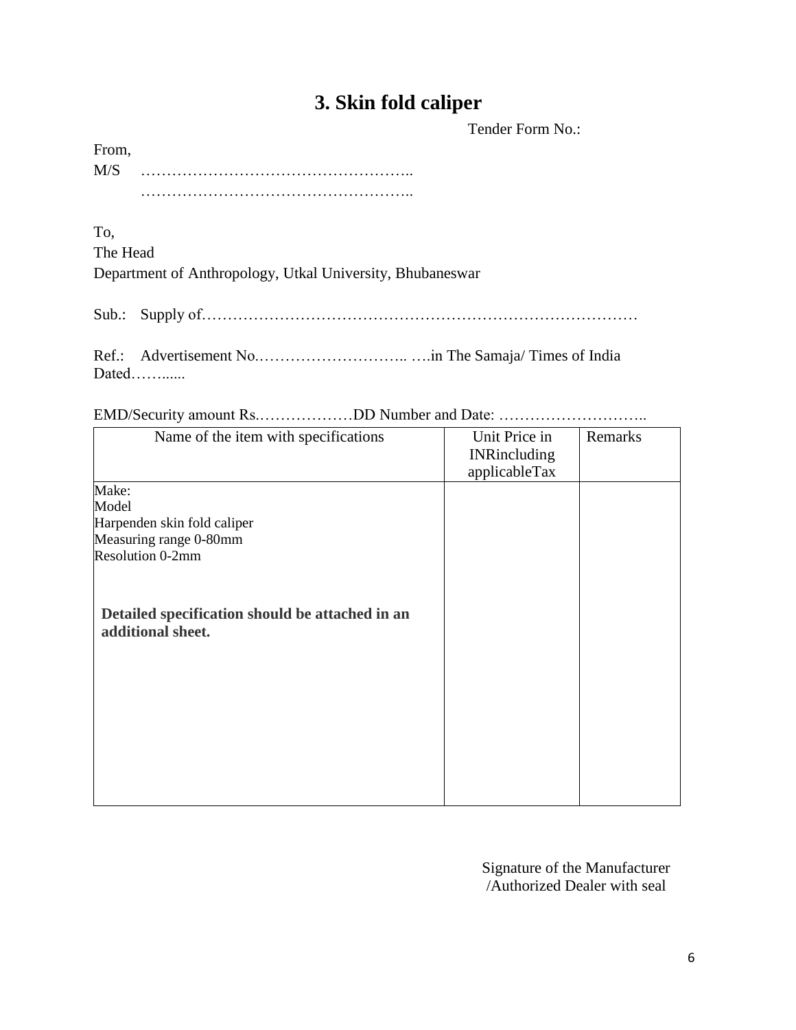# 3. Skin fold caliper

Tender Form No.:

From,

M/S ……………………………………………..

……………………………………………..

To,

The Head

Department of Anthropology, Utkal University, Bhubaneswar

Sub.: Supply of…………………………………………………………………………

Ref.: Advertisement No.……………………….. ….in The Samaja/ Times of India Dated……......

EMD/Security amount Rs.………………DD Number and Date: ………………………..

| Name of the item with specifications | Unit Price in INRincluding applicableTax | Remarks |
|---|---|---|
| Make:<br>Model<br>Harpenden skin fold caliper<br>Measuring range 0-80mm<br>Resolution 0-2mm<br><br>**Detailed specification should be attached in an additional sheet.** | | |

Signature of the Manufacturer
/Authorized Dealer with seal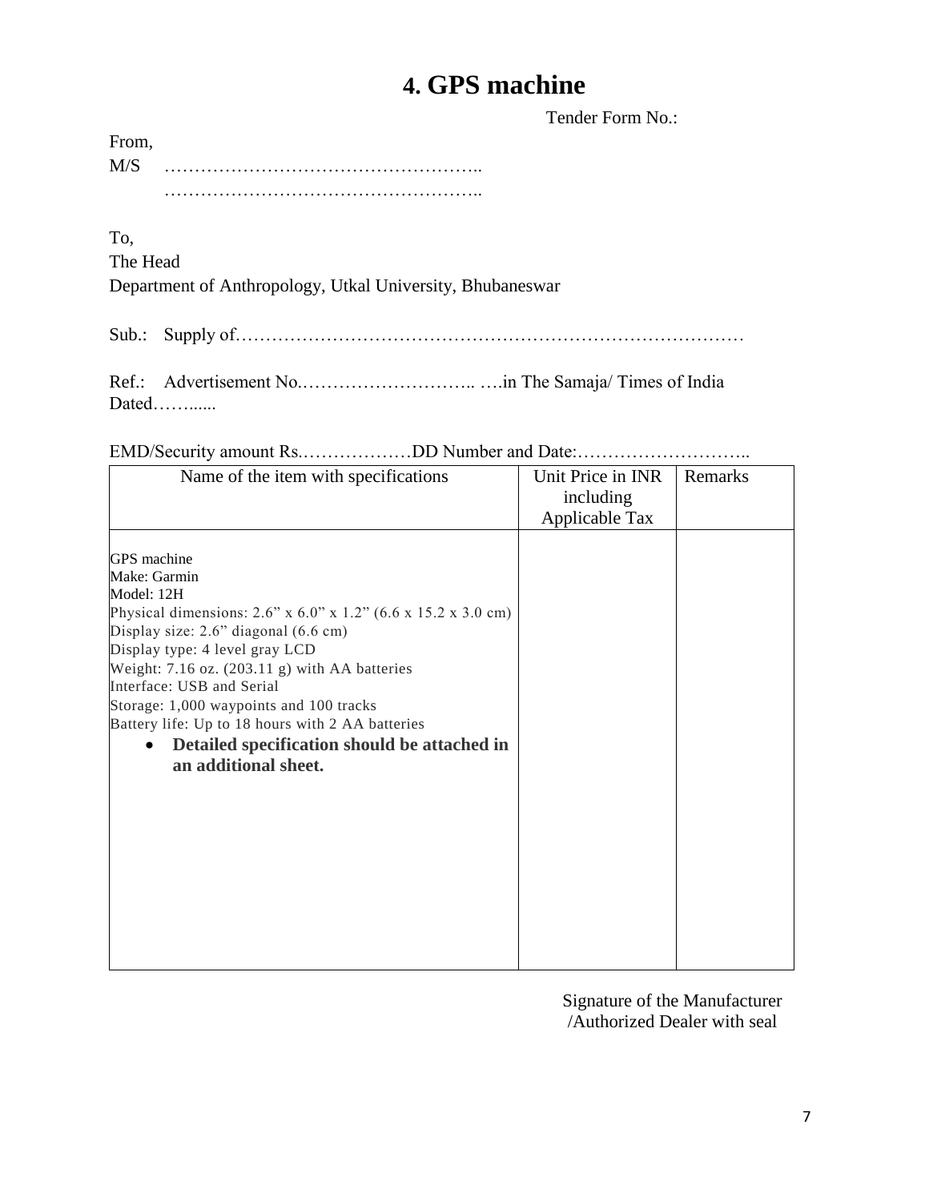# 4. GPS machine

Tender Form No.:

From,

M/S ……………………………………………..

……………………………………………..

To,

The Head

Department of Anthropology, Utkal University, Bhubaneswar

Sub.: Supply of…………………………………………………………………………

Ref.: Advertisement No.……………………….. ….in The Samaja/ Times of India Dated……......

EMD/Security amount Rs.………………DD Number and Date:………………………..

| Name of the item with specifications | Unit Price in INR including Applicable Tax | Remarks |
|---|---|---|
| GPS machine<br>Make: Garmin<br>Model: 12H<br>Physical dimensions: 2.6" x 6.0" x 1.2" (6.6 x 15.2 x 3.0 cm)<br>Display size: 2.6" diagonal (6.6 cm)<br>Display type: 4 level gray LCD<br>Weight: 7.16 oz. (203.11 g) with AA batteries<br>Interface: USB and Serial<br>Storage: 1,000 waypoints and 100 tracks<br>Battery life: Up to 18 hours with 2 AA batteries<br>• **Detailed specification should be attached in an additional sheet.** | | |

Signature of the Manufacturer /Authorized Dealer with seal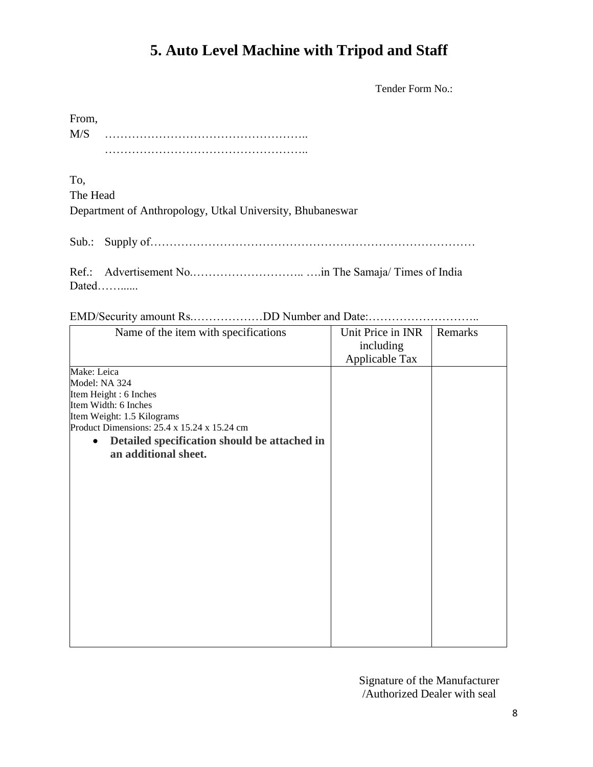# 5. Auto Level Machine with Tripod and Staff

Tender Form No.:

From,

M/S ……………………………………………..

……………………………………………..

To,

The Head

Department of Anthropology, Utkal University, Bhubaneswar

Sub.: Supply of………………………………………………………………………

Ref.: Advertisement No.……………………….. ….in The Samaja/ Times of India Dated……......

EMD/Security amount Rs.………………DD Number and Date:………………………..

| Name of the item with specifications | Unit Price in INR including Applicable Tax | Remarks |
|---|---|---|
| Make: Leica<br>Model: NA 324<br>Item Height : 6 Inches<br>Item Width: 6 Inches<br>Item Weight: 1.5 Kilograms<br>Product Dimensions: 25.4 x 15.24 x 15.24 cm<br>• **Detailed specification should be attached in an additional sheet.** | | |

Signature of the Manufacturer /Authorized Dealer with seal